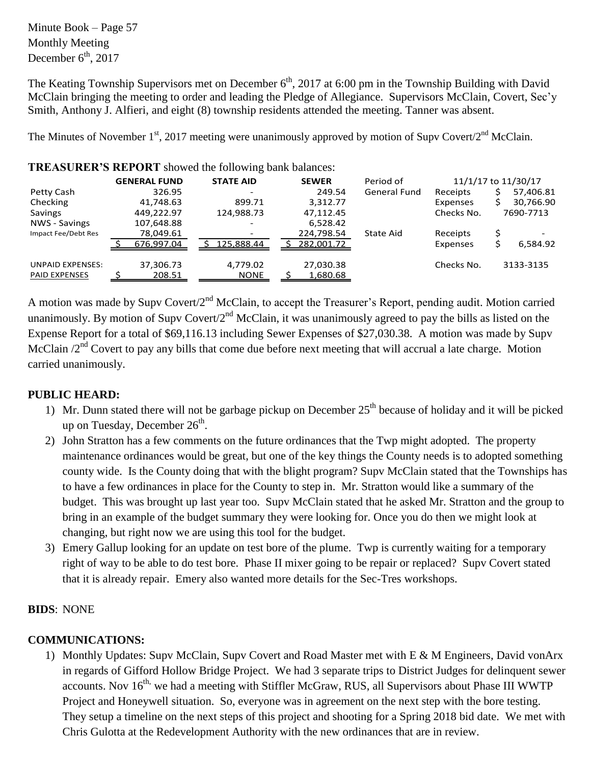Minute Book – Page 57
Monthly Meeting
December 6th, 2017

The Keating Township Supervisors met on December 6th, 2017 at 6:00 pm in the Township Building with David McClain bringing the meeting to order and leading the Pledge of Allegiance. Supervisors McClain, Covert, Sec'y Smith, Anthony J. Alfieri, and eight (8) township residents attended the meeting. Tanner was absent.

The Minutes of November 1st, 2017 meeting were unanimously approved by motion of Supv Covert/2nd McClain.

**TREASURER'S REPORT** showed the following bank balances:

| | GENERAL FUND | STATE AID | SEWER | Period of | 11/1/17 to 11/30/17 | |
|---|---|---|---|---|---|---|
| Petty Cash | 326.95 | - | 249.54 | General Fund | Receipts | $ 57,406.81 |
| Checking | 41,748.63 | 899.71 | 3,312.77 | | Expenses | $ 30,766.90 |
| Savings | 449,222.97 | 124,988.73 | 47,112.45 | | Checks No. | 7690-7713 |
| NWS - Savings | 107,648.88 | - | 6,528.42 | | | |
| Impact Fee/Debt Res | 78,049.61 | - | 224,798.54 | State Aid | Receipts | $ - |
| | $ 676,997.04 | $ 125,888.44 | $ 282,001.72 | | Expenses | $ 6,584.92 |
| UNPAID EXPENSES: | 37,306.73 | 4,779.02 | 27,030.38 | | Checks No. | 3133-3135 |
| PAID EXPENSES | $ 208.51 | NONE | $ 1,680.68 | | | |

A motion was made by Supv Covert/2nd McClain, to accept the Treasurer's Report, pending audit. Motion carried unanimously. By motion of Supv Covert/2nd McClain, it was unanimously agreed to pay the bills as listed on the Expense Report for a total of $69,116.13 including Sewer Expenses of $27,030.38. A motion was made by Supv McClain /2nd Covert to pay any bills that come due before next meeting that will accrual a late charge. Motion carried unanimously.

**PUBLIC HEARD:**

1) Mr. Dunn stated there will not be garbage pickup on December 25th because of holiday and it will be picked up on Tuesday, December 26th.
2) John Stratton has a few comments on the future ordinances that the Twp might adopted. The property maintenance ordinances would be great, but one of the key things the County needs is to adopted something county wide. Is the County doing that with the blight program? Supv McClain stated that the Townships has to have a few ordinances in place for the County to step in. Mr. Stratton would like a summary of the budget. This was brought up last year too. Supv McClain stated that he asked Mr. Stratton and the group to bring in an example of the budget summary they were looking for. Once you do then we might look at changing, but right now we are using this tool for the budget.
3) Emery Gallup looking for an update on test bore of the plume. Twp is currently waiting for a temporary right of way to be able to do test bore. Phase II mixer going to be repair or replaced? Supv Covert stated that it is already repair. Emery also wanted more details for the Sec-Tres workshops.

**BIDS**: NONE

**COMMUNICATIONS:**

1) Monthly Updates: Supv McClain, Supv Covert and Road Master met with E & M Engineers, David vonArx in regards of Gifford Hollow Bridge Project. We had 3 separate trips to District Judges for delinquent sewer accounts. Nov 16th, we had a meeting with Stiffler McGraw, RUS, all Supervisors about Phase III WWTP Project and Honeywell situation. So, everyone was in agreement on the next step with the bore testing. They setup a timeline on the next steps of this project and shooting for a Spring 2018 bid date. We met with Chris Gulotta at the Redevelopment Authority with the new ordinances that are in review.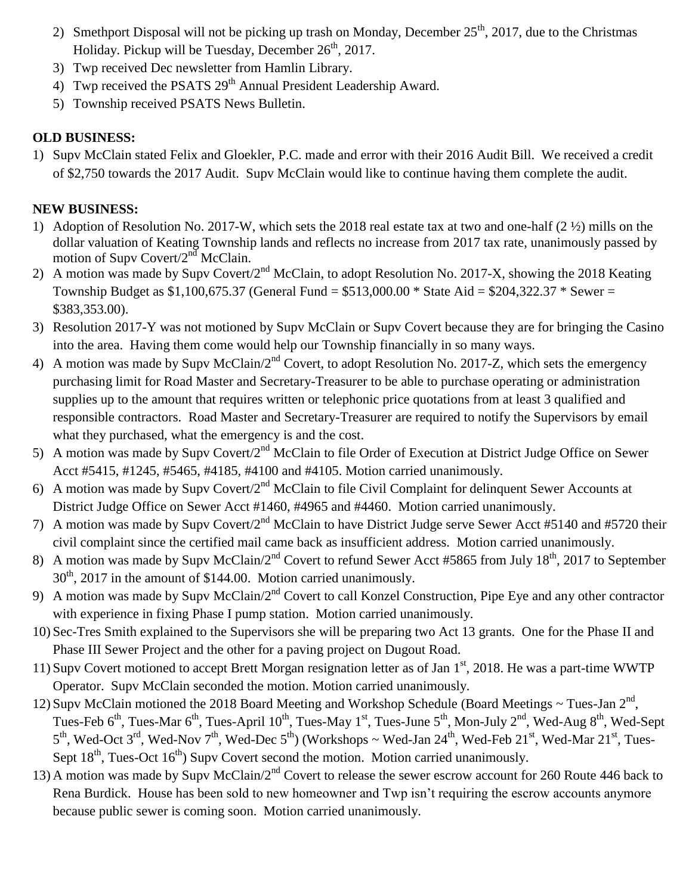2) Smethport Disposal will not be picking up trash on Monday, December 25th, 2017, due to the Christmas Holiday. Pickup will be Tuesday, December 26th, 2017.
3) Twp received Dec newsletter from Hamlin Library.
4) Twp received the PSATS 29th Annual President Leadership Award.
5) Township received PSATS News Bulletin.

**OLD BUSINESS:**

1) Supv McClain stated Felix and Gloekler, P.C. made and error with their 2016 Audit Bill. We received a credit of $2,750 towards the 2017 Audit. Supv McClain would like to continue having them complete the audit.

**NEW BUSINESS:**

1) Adoption of Resolution No. 2017-W, which sets the 2018 real estate tax at two and one-half (2 ½) mills on the dollar valuation of Keating Township lands and reflects no increase from 2017 tax rate, unanimously passed by motion of Supv Covert/2nd McClain.
2) A motion was made by Supv Covert/2nd McClain, to adopt Resolution No. 2017-X, showing the 2018 Keating Township Budget as $1,100,675.37 (General Fund = $513,000.00 * State Aid = $204,322.37 * Sewer = $383,353.00).
3) Resolution 2017-Y was not motioned by Supv McClain or Supv Covert because they are for bringing the Casino into the area. Having them come would help our Township financially in so many ways.
4) A motion was made by Supv McClain/2nd Covert, to adopt Resolution No. 2017-Z, which sets the emergency purchasing limit for Road Master and Secretary-Treasurer to be able to purchase operating or administration supplies up to the amount that requires written or telephonic price quotations from at least 3 qualified and responsible contractors. Road Master and Secretary-Treasurer are required to notify the Supervisors by email what they purchased, what the emergency is and the cost.
5) A motion was made by Supv Covert/2nd McClain to file Order of Execution at District Judge Office on Sewer Acct #5415, #1245, #5465, #4185, #4100 and #4105. Motion carried unanimously.
6) A motion was made by Supv Covert/2nd McClain to file Civil Complaint for delinquent Sewer Accounts at District Judge Office on Sewer Acct #1460, #4965 and #4460. Motion carried unanimously.
7) A motion was made by Supv Covert/2nd McClain to have District Judge serve Sewer Acct #5140 and #5720 their civil complaint since the certified mail came back as insufficient address. Motion carried unanimously.
8) A motion was made by Supv McClain/2nd Covert to refund Sewer Acct #5865 from July 18th, 2017 to September 30th, 2017 in the amount of $144.00. Motion carried unanimously.
9) A motion was made by Supv McClain/2nd Covert to call Konzel Construction, Pipe Eye and any other contractor with experience in fixing Phase I pump station. Motion carried unanimously.
10) Sec-Tres Smith explained to the Supervisors she will be preparing two Act 13 grants. One for the Phase II and Phase III Sewer Project and the other for a paving project on Dugout Road.
11) Supv Covert motioned to accept Brett Morgan resignation letter as of Jan 1st, 2018. He was a part-time WWTP Operator. Supv McClain seconded the motion. Motion carried unanimously.
12) Supv McClain motioned the 2018 Board Meeting and Workshop Schedule (Board Meetings ~ Tues-Jan 2nd, Tues-Feb 6th, Tues-Mar 6th, Tues-April 10th, Tues-May 1st, Tues-June 5th, Mon-July 2nd, Wed-Aug 8th, Wed-Sept 5th, Wed-Oct 3rd, Wed-Nov 7th, Wed-Dec 5th) (Workshops ~ Wed-Jan 24th, Wed-Feb 21st, Wed-Mar 21st, Tues-Sept 18th, Tues-Oct 16th) Supv Covert second the motion. Motion carried unanimously.
13) A motion was made by Supv McClain/2nd Covert to release the sewer escrow account for 260 Route 446 back to Rena Burdick. House has been sold to new homeowner and Twp isn't requiring the escrow accounts anymore because public sewer is coming soon. Motion carried unanimously.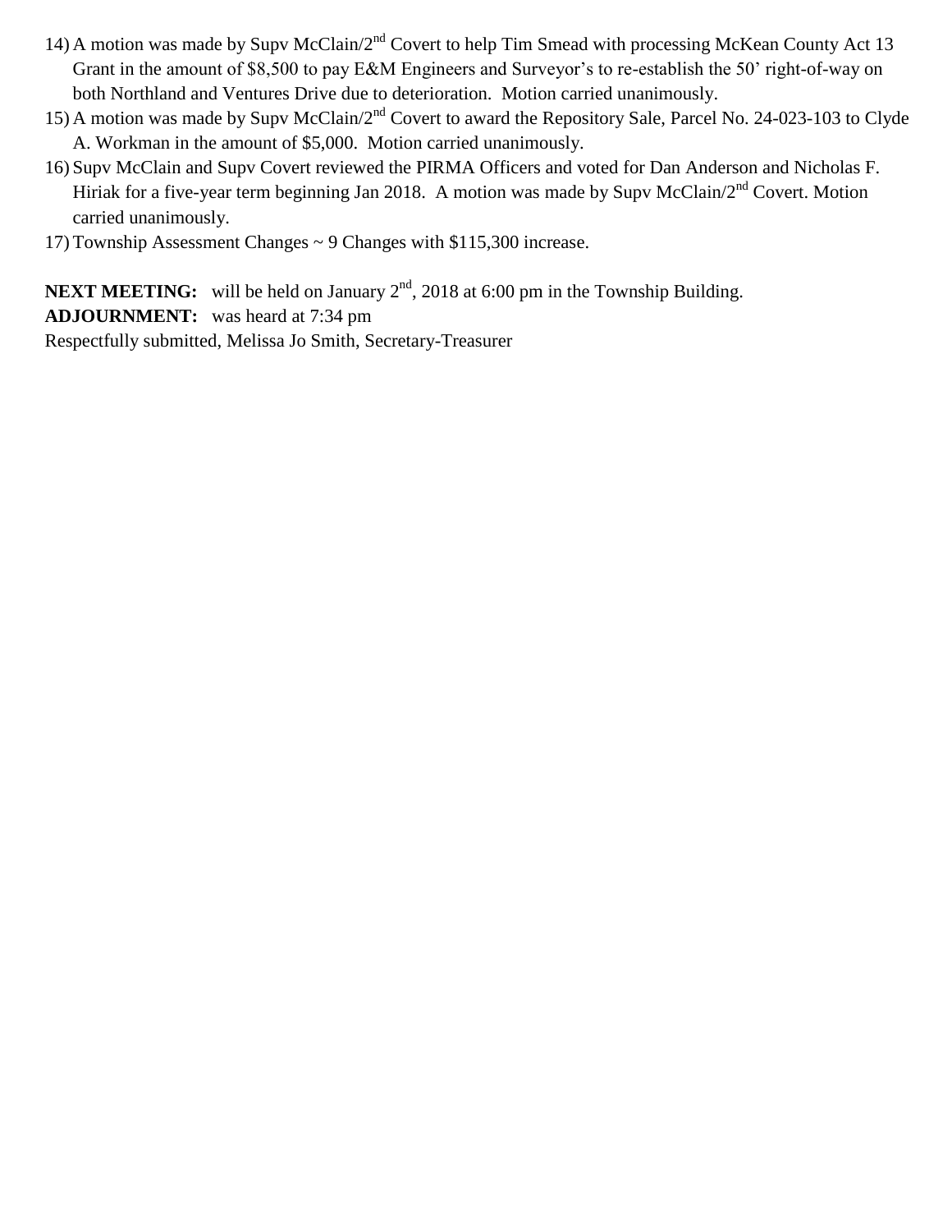14) A motion was made by Supv McClain/2nd Covert to help Tim Smead with processing McKean County Act 13 Grant in the amount of $8,500 to pay E&M Engineers and Surveyor's to re-establish the 50' right-of-way on both Northland and Ventures Drive due to deterioration. Motion carried unanimously.
15) A motion was made by Supv McClain/2nd Covert to award the Repository Sale, Parcel No. 24-023-103 to Clyde A. Workman in the amount of $5,000. Motion carried unanimously.
16) Supv McClain and Supv Covert reviewed the PIRMA Officers and voted for Dan Anderson and Nicholas F. Hiriak for a five-year term beginning Jan 2018. A motion was made by Supv McClain/2nd Covert. Motion carried unanimously.
17) Township Assessment Changes ~ 9 Changes with $115,300 increase.

**NEXT MEETING:** will be held on January 2nd, 2018 at 6:00 pm in the Township Building.

**ADJOURNMENT:** was heard at 7:34 pm

Respectfully submitted, Melissa Jo Smith, Secretary-Treasurer